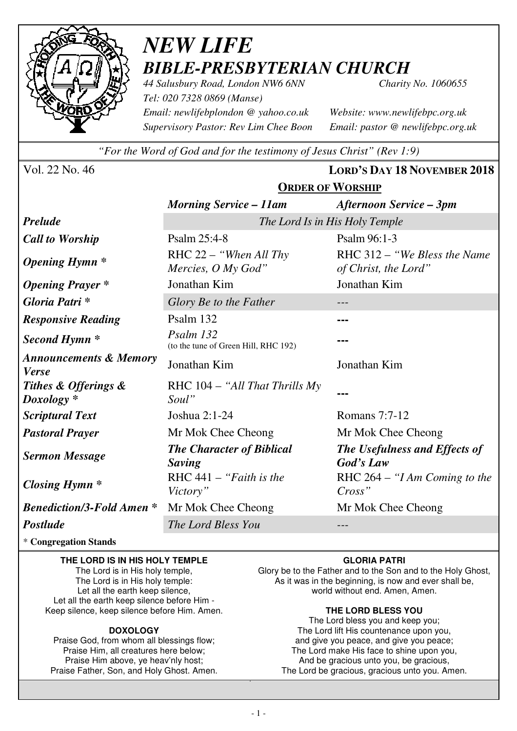# NEW LIFE

## BIBLE-PRESBYTERIAN CHURCH

*44 Salusbury Road, London NW6 6NN* *Charity No. 1060655*
*Tel: 020 7328 0869 (Manse)*
*Email: newlifebplondon @ yahoo.co.uk* *Website: www.newlifebpc.org.uk*
*Supervisory Pastor: Rev Lim Chee Boon* *Email: pastor @ newlifebpc.org.uk*

*"For the Word of God and for the testimony of Jesus Christ" (Rev 1:9)*

Vol. 22 No. 46 **LORD'S DAY 18 NOVEMBER 2018**

**ORDER OF WORSHIP**

| | ***Morning Service – 11am*** | ***Afternoon Service – 3pm*** |
|---|---|---|
| ***Prelude*** | *The Lord Is in His Holy Temple* | |
| ***Call to Worship*** | Psalm 25:4-8 | Psalm 96:1-3 |
| ***Opening Hymn \**** | RHC 22 – *"When All Thy Mercies, O My God"* | RHC 312 – *"We Bless the Name of Christ, the Lord"* |
| ***Opening Prayer \**** | Jonathan Kim | Jonathan Kim |
| ***Gloria Patri \**** | *Glory Be to the Father* | --- |
| ***Responsive Reading*** | Psalm 132 | --- |
| ***Second Hymn \**** | *Psalm 132* (to the tune of Green Hill, RHC 192) | --- |
| ***Announcements & Memory Verse*** | Jonathan Kim | Jonathan Kim |
| ***Tithes & Offerings & Doxology \**** | RHC 104 – *"All That Thrills My Soul"* | --- |
| ***Scriptural Text*** | Joshua 2:1-24 | Romans 7:7-12 |
| ***Pastoral Prayer*** | Mr Mok Chee Cheong | Mr Mok Chee Cheong |
| ***Sermon Message*** | ***The Character of Biblical Saving*** | ***The Usefulness and Effects of God's Law*** |
| ***Closing Hymn \**** | RHC 441 – *"Faith is the Victory"* | RHC 264 – *"I Am Coming to the Cross"* |
| ***Benediction/3-Fold Amen \**** | Mr Mok Chee Cheong | Mr Mok Chee Cheong |
| ***Postlude*** | *The Lord Bless You* | --- |

\* **Congregation Stands**

**THE LORD IS IN HIS HOLY TEMPLE**

The Lord is in His holy temple,
The Lord is in His holy temple:
Let all the earth keep silence,
Let all the earth keep silence before Him -
Keep silence, keep silence before Him. Amen.

**DOXOLOGY**

Praise God, from whom all blessings flow;
Praise Him, all creatures here below;
Praise Him above, ye heav'nly host;
Praise Father, Son, and Holy Ghost. Amen.

**GLORIA PATRI**

Glory be to the Father and to the Son and to the Holy Ghost,
As it was in the beginning, is now and ever shall be,
world without end. Amen, Amen.

**THE LORD BLESS YOU**

The Lord bless you and keep you;
The Lord lift His countenance upon you,
and give you peace, and give you peace;
The Lord make His face to shine upon you,
And be gracious unto you, be gracious,
The Lord be gracious, gracious unto you. Amen.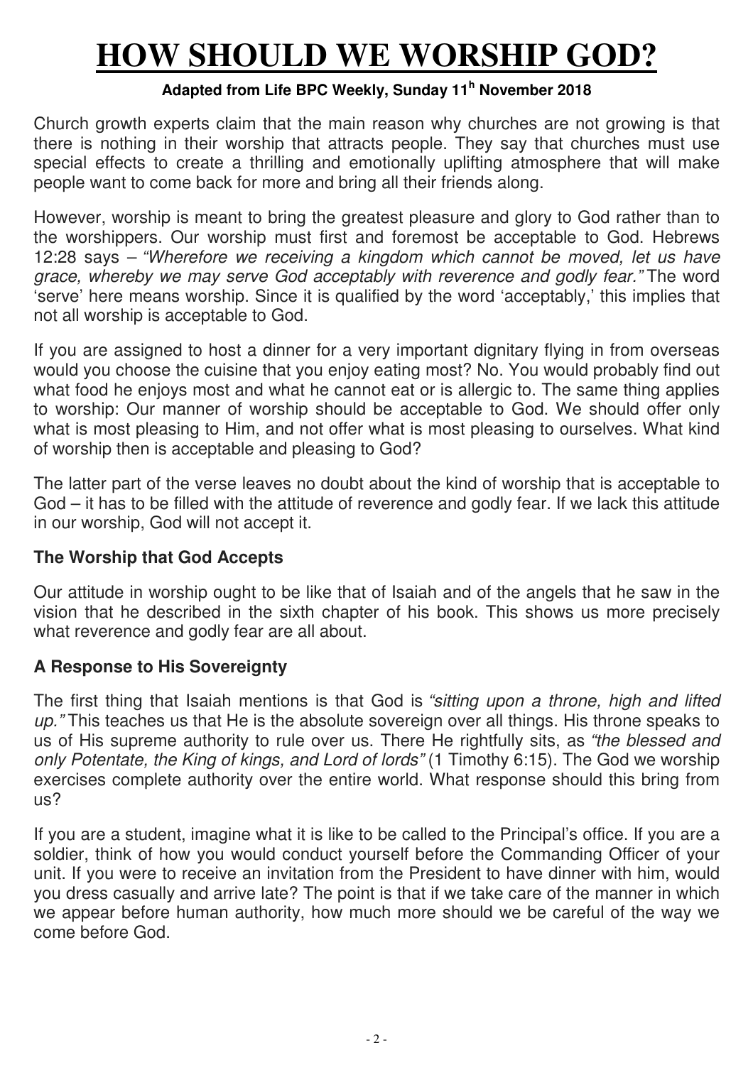# HOW SHOULD WE WORSHIP GOD?

**Adapted from Life BPC Weekly, Sunday 11[h] November 2018**

Church growth experts claim that the main reason why churches are not growing is that there is nothing in their worship that attracts people. They say that churches must use special effects to create a thrilling and emotionally uplifting atmosphere that will make people want to come back for more and bring all their friends along.

However, worship is meant to bring the greatest pleasure and glory to God rather than to the worshippers. Our worship must first and foremost be acceptable to God. Hebrews 12:28 says – *"Wherefore we receiving a kingdom which cannot be moved, let us have grace, whereby we may serve God acceptably with reverence and godly fear."* The word 'serve' here means worship. Since it is qualified by the word 'acceptably,' this implies that not all worship is acceptable to God.

If you are assigned to host a dinner for a very important dignitary flying in from overseas would you choose the cuisine that you enjoy eating most? No. You would probably find out what food he enjoys most and what he cannot eat or is allergic to. The same thing applies to worship: Our manner of worship should be acceptable to God. We should offer only what is most pleasing to Him, and not offer what is most pleasing to ourselves. What kind of worship then is acceptable and pleasing to God?

The latter part of the verse leaves no doubt about the kind of worship that is acceptable to God – it has to be filled with the attitude of reverence and godly fear. If we lack this attitude in our worship, God will not accept it.

### The Worship that God Accepts

Our attitude in worship ought to be like that of Isaiah and of the angels that he saw in the vision that he described in the sixth chapter of his book. This shows us more precisely what reverence and godly fear are all about.

### A Response to His Sovereignty

The first thing that Isaiah mentions is that God is *"sitting upon a throne, high and lifted up."* This teaches us that He is the absolute sovereign over all things. His throne speaks to us of His supreme authority to rule over us. There He rightfully sits, as *"the blessed and only Potentate, the King of kings, and Lord of lords"* (1 Timothy 6:15). The God we worship exercises complete authority over the entire world. What response should this bring from us?

If you are a student, imagine what it is like to be called to the Principal's office. If you are a soldier, think of how you would conduct yourself before the Commanding Officer of your unit. If you were to receive an invitation from the President to have dinner with him, would you dress casually and arrive late? The point is that if we take care of the manner in which we appear before human authority, how much more should we be careful of the way we come before God.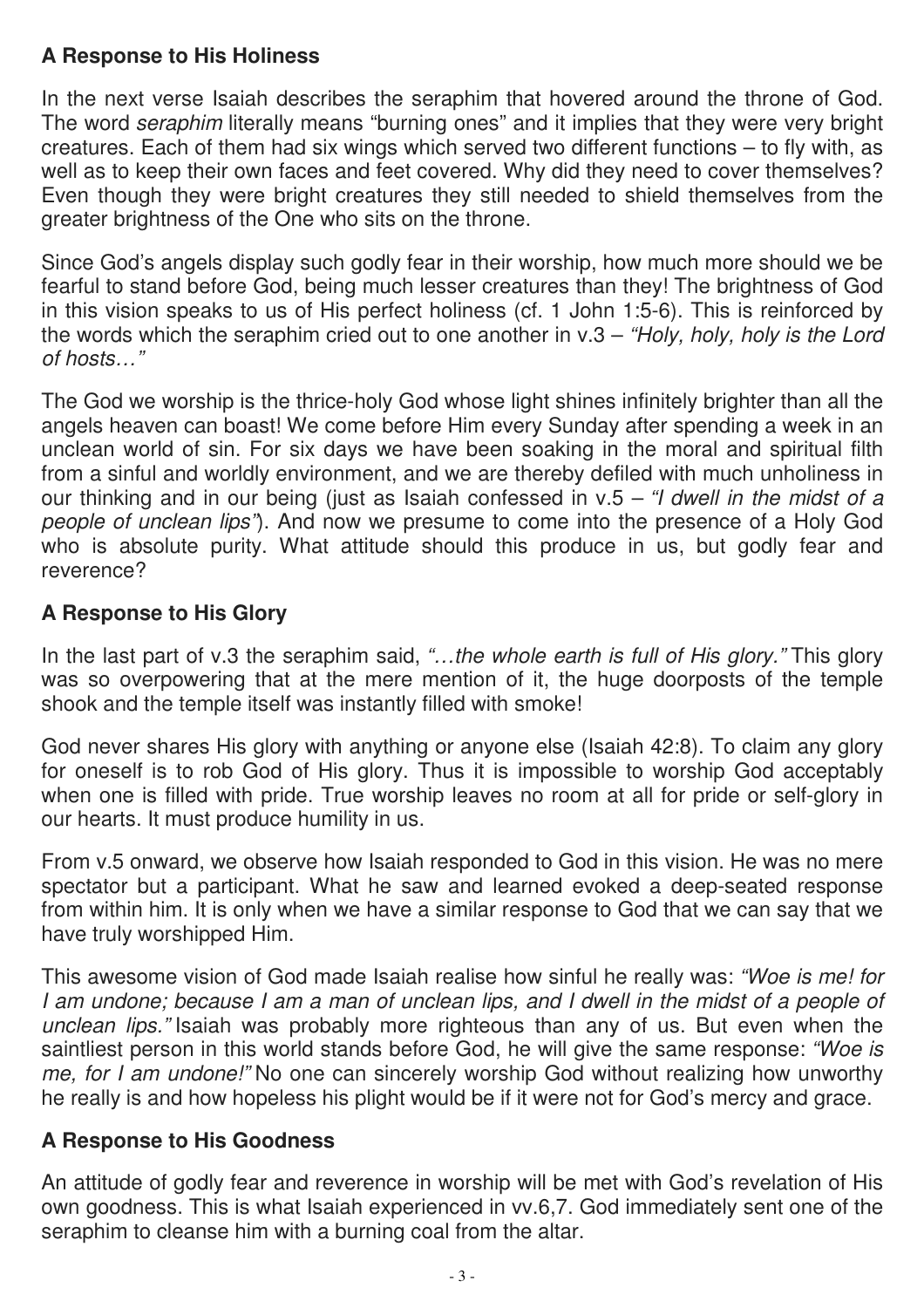### A Response to His Holiness

In the next verse Isaiah describes the seraphim that hovered around the throne of God. The word *seraphim* literally means "burning ones" and it implies that they were very bright creatures. Each of them had six wings which served two different functions – to fly with, as well as to keep their own faces and feet covered. Why did they need to cover themselves? Even though they were bright creatures they still needed to shield themselves from the greater brightness of the One who sits on the throne.

Since God's angels display such godly fear in their worship, how much more should we be fearful to stand before God, being much lesser creatures than they! The brightness of God in this vision speaks to us of His perfect holiness (cf. 1 John 1:5-6). This is reinforced by the words which the seraphim cried out to one another in v.3 – *"Holy, holy, holy is the Lord of hosts…"*

The God we worship is the thrice-holy God whose light shines infinitely brighter than all the angels heaven can boast! We come before Him every Sunday after spending a week in an unclean world of sin. For six days we have been soaking in the moral and spiritual filth from a sinful and worldly environment, and we are thereby defiled with much unholiness in our thinking and in our being (just as Isaiah confessed in v.5 – *"I dwell in the midst of a people of unclean lips"*). And now we presume to come into the presence of a Holy God who is absolute purity. What attitude should this produce in us, but godly fear and reverence?

### A Response to His Glory

In the last part of v.3 the seraphim said, *"…the whole earth is full of His glory."* This glory was so overpowering that at the mere mention of it, the huge doorposts of the temple shook and the temple itself was instantly filled with smoke!

God never shares His glory with anything or anyone else (Isaiah 42:8). To claim any glory for oneself is to rob God of His glory. Thus it is impossible to worship God acceptably when one is filled with pride. True worship leaves no room at all for pride or self-glory in our hearts. It must produce humility in us.

From v.5 onward, we observe how Isaiah responded to God in this vision. He was no mere spectator but a participant. What he saw and learned evoked a deep-seated response from within him. It is only when we have a similar response to God that we can say that we have truly worshipped Him.

This awesome vision of God made Isaiah realise how sinful he really was: *"Woe is me! for I am undone; because I am a man of unclean lips, and I dwell in the midst of a people of unclean lips."* Isaiah was probably more righteous than any of us. But even when the saintliest person in this world stands before God, he will give the same response: *"Woe is me, for I am undone!"* No one can sincerely worship God without realizing how unworthy he really is and how hopeless his plight would be if it were not for God's mercy and grace.

### A Response to His Goodness

An attitude of godly fear and reverence in worship will be met with God's revelation of His own goodness. This is what Isaiah experienced in vv.6,7. God immediately sent one of the seraphim to cleanse him with a burning coal from the altar.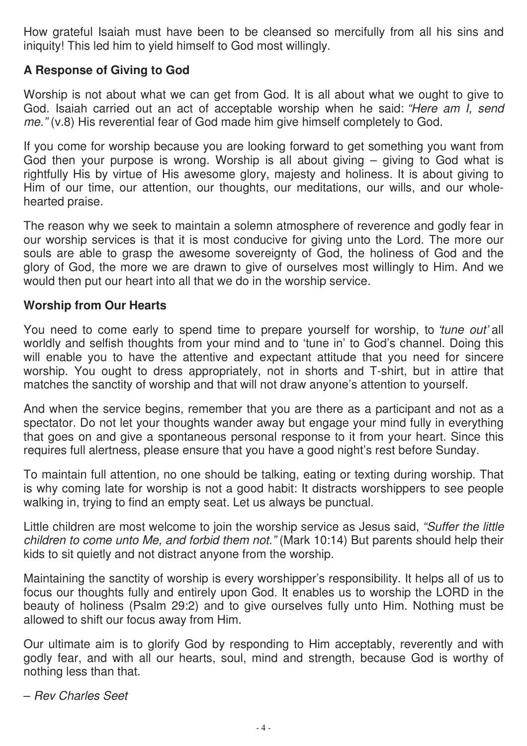How grateful Isaiah must have been to be cleansed so mercifully from all his sins and iniquity! This led him to yield himself to God most willingly.

**A Response of Giving to God**

Worship is not about what we can get from God. It is all about what we ought to give to God. Isaiah carried out an act of acceptable worship when he said: *"Here am I, send me."* (v.8) His reverential fear of God made him give himself completely to God.

If you come for worship because you are looking forward to get something you want from God then your purpose is wrong. Worship is all about giving – giving to God what is rightfully His by virtue of His awesome glory, majesty and holiness. It is about giving to Him of our time, our attention, our thoughts, our meditations, our wills, and our whole-hearted praise.

The reason why we seek to maintain a solemn atmosphere of reverence and godly fear in our worship services is that it is most conducive for giving unto the Lord. The more our souls are able to grasp the awesome sovereignty of God, the holiness of God and the glory of God, the more we are drawn to give of ourselves most willingly to Him. And we would then put our heart into all that we do in the worship service.

**Worship from Our Hearts**

You need to come early to spend time to prepare yourself for worship, to *'tune out'* all worldly and selfish thoughts from your mind and to 'tune in' to God's channel. Doing this will enable you to have the attentive and expectant attitude that you need for sincere worship. You ought to dress appropriately, not in shorts and T-shirt, but in attire that matches the sanctity of worship and that will not draw anyone's attention to yourself.

And when the service begins, remember that you are there as a participant and not as a spectator. Do not let your thoughts wander away but engage your mind fully in everything that goes on and give a spontaneous personal response to it from your heart. Since this requires full alertness, please ensure that you have a good night's rest before Sunday.

To maintain full attention, no one should be talking, eating or texting during worship. That is why coming late for worship is not a good habit: It distracts worshippers to see people walking in, trying to find an empty seat. Let us always be punctual.

Little children are most welcome to join the worship service as Jesus said, *"Suffer the little children to come unto Me, and forbid them not."* (Mark 10:14) But parents should help their kids to sit quietly and not distract anyone from the worship.

Maintaining the sanctity of worship is every worshipper's responsibility. It helps all of us to focus our thoughts fully and entirely upon God. It enables us to worship the LORD in the beauty of holiness (Psalm 29:2) and to give ourselves fully unto Him. Nothing must be allowed to shift our focus away from Him.

Our ultimate aim is to glorify God by responding to Him acceptably, reverently and with godly fear, and with all our hearts, soul, mind and strength, because God is worthy of nothing less than that.

*– Rev Charles Seet*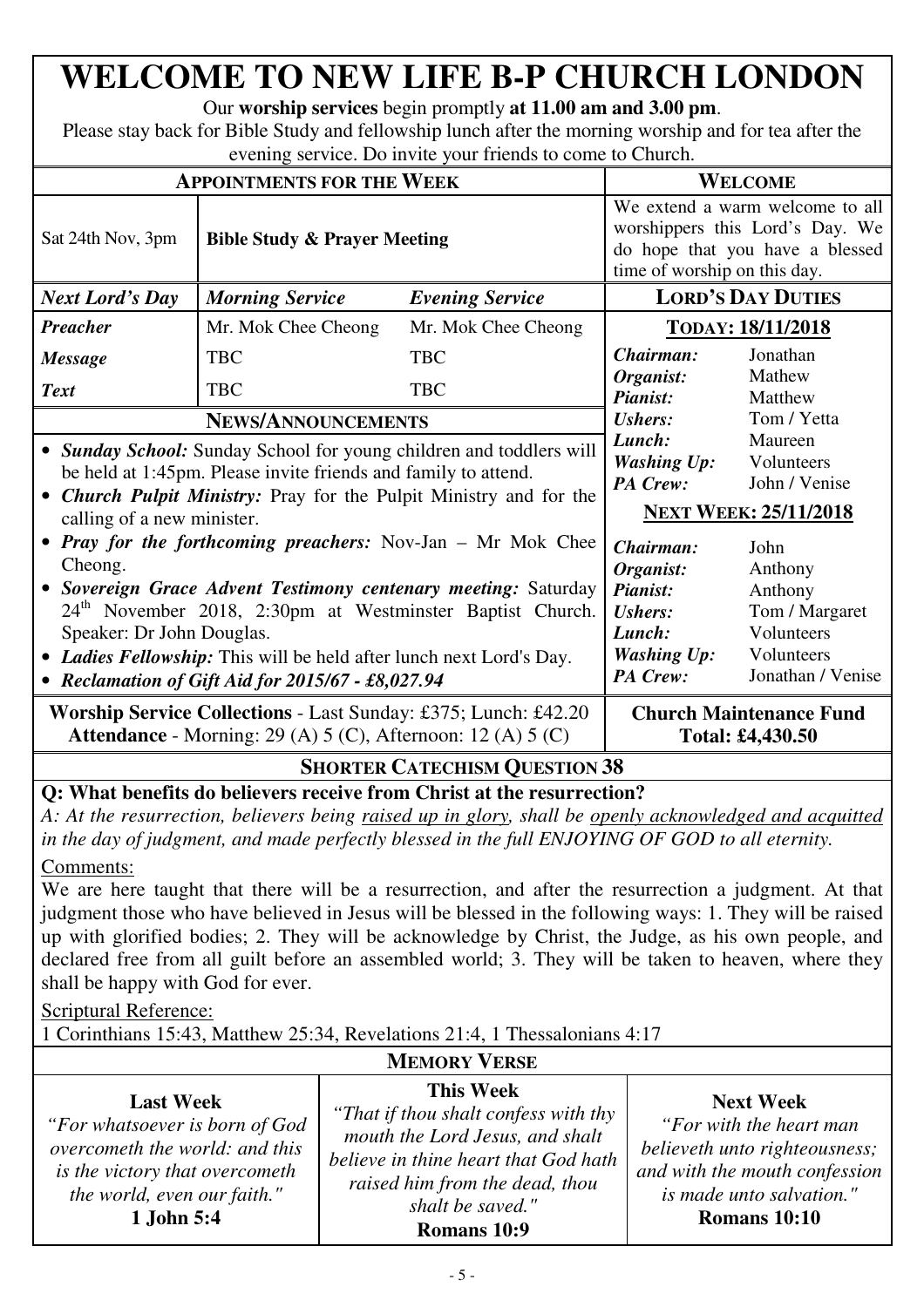# WELCOME TO NEW LIFE B-P CHURCH LONDON

Our **worship services** begin promptly **at 11.00 am and 3.00 pm**.
Please stay back for Bible Study and fellowship lunch after the morning worship and for tea after the evening service. Do invite your friends to come to Church.

## APPOINTMENTS FOR THE WEEK

| | | |
|---|---|---|
| Sat 24th Nov, 3pm | **Bible Study & Prayer Meeting** | |
| ***Next Lord's Day*** | ***Morning Service*** | ***Evening Service*** |
| ***Preacher*** | Mr. Mok Chee Cheong | Mr. Mok Chee Cheong |
| ***Message*** | TBC | TBC |
| ***Text*** | TBC | TBC |

## NEWS/ANNOUNCEMENTS

- ***Sunday School:*** Sunday School for young children and toddlers will be held at 1:45pm. Please invite friends and family to attend.
- ***Church Pulpit Ministry:*** Pray for the Pulpit Ministry and for the calling of a new minister.
- ***Pray for the forthcoming preachers:*** Nov-Jan – Mr Mok Chee Cheong.
- ***Sovereign Grace Advent Testimony centenary meeting:*** Saturday 24th November 2018, 2:30pm at Westminster Baptist Church. Speaker: Dr John Douglas.
- ***Ladies Fellowship:*** This will be held after lunch next Lord's Day.
- ***Reclamation of Gift Aid for 2015/67 - £8,027.94***

**Worship Service Collections** - Last Sunday: £375; Lunch: £42.20
**Attendance** - Morning: 29 (A) 5 (C), Afternoon: 12 (A) 5 (C)

## WELCOME

We extend a warm welcome to all worshippers this Lord's Day. We do hope that you have a blessed time of worship on this day.

## LORD'S DAY DUTIES

**TODAY: 18/11/2018**

| | |
|---|---|
| ***Chairman:*** | Jonathan |
| ***Organist:*** | Mathew |
| ***Pianist:*** | Matthew |
| ***Ushers:*** | Tom / Yetta |
| ***Lunch:*** | Maureen |
| ***Washing Up:*** | Volunteers |
| ***PA Crew:*** | John / Venise |

**NEXT WEEK: 25/11/2018**

| | |
|---|---|
| ***Chairman:*** | John |
| ***Organist:*** | Anthony |
| ***Pianist:*** | Anthony |
| ***Ushers:*** | Tom / Margaret |
| ***Lunch:*** | Volunteers |
| ***Washing Up:*** | Volunteers |
| ***PA Crew:*** | Jonathan / Venise |

**Church Maintenance Fund**
**Total: £4,430.50**

## SHORTER CATECHISM QUESTION 38

**Q: What benefits do believers receive from Christ at the resurrection?**

*A: At the resurrection, believers being raised up in glory, shall be openly acknowledged and acquitted in the day of judgment, and made perfectly blessed in the full ENJOYING OF GOD to all eternity.*

Comments:

We are here taught that there will be a resurrection, and after the resurrection a judgment. At that judgment those who have believed in Jesus will be blessed in the following ways: 1. They will be raised up with glorified bodies; 2. They will be acknowledge by Christ, the Judge, as his own people, and declared free from all guilt before an assembled world; 3. They will be taken to heaven, where they shall be happy with God for ever.

Scriptural Reference:

1 Corinthians 15:43, Matthew 25:34, Revelations 21:4, 1 Thessalonians 4:17

## MEMORY VERSE

**Last Week**
*"For whatsoever is born of God overcometh the world: and this is the victory that overcometh the world, even our faith."*
**1 John 5:4**

**This Week**
*"That if thou shalt confess with thy mouth the Lord Jesus, and shalt believe in thine heart that God hath raised him from the dead, thou shalt be saved."*
**Romans 10:9**

**Next Week**
*"For with the heart man believeth unto righteousness; and with the mouth confession is made unto salvation."*
**Romans 10:10**